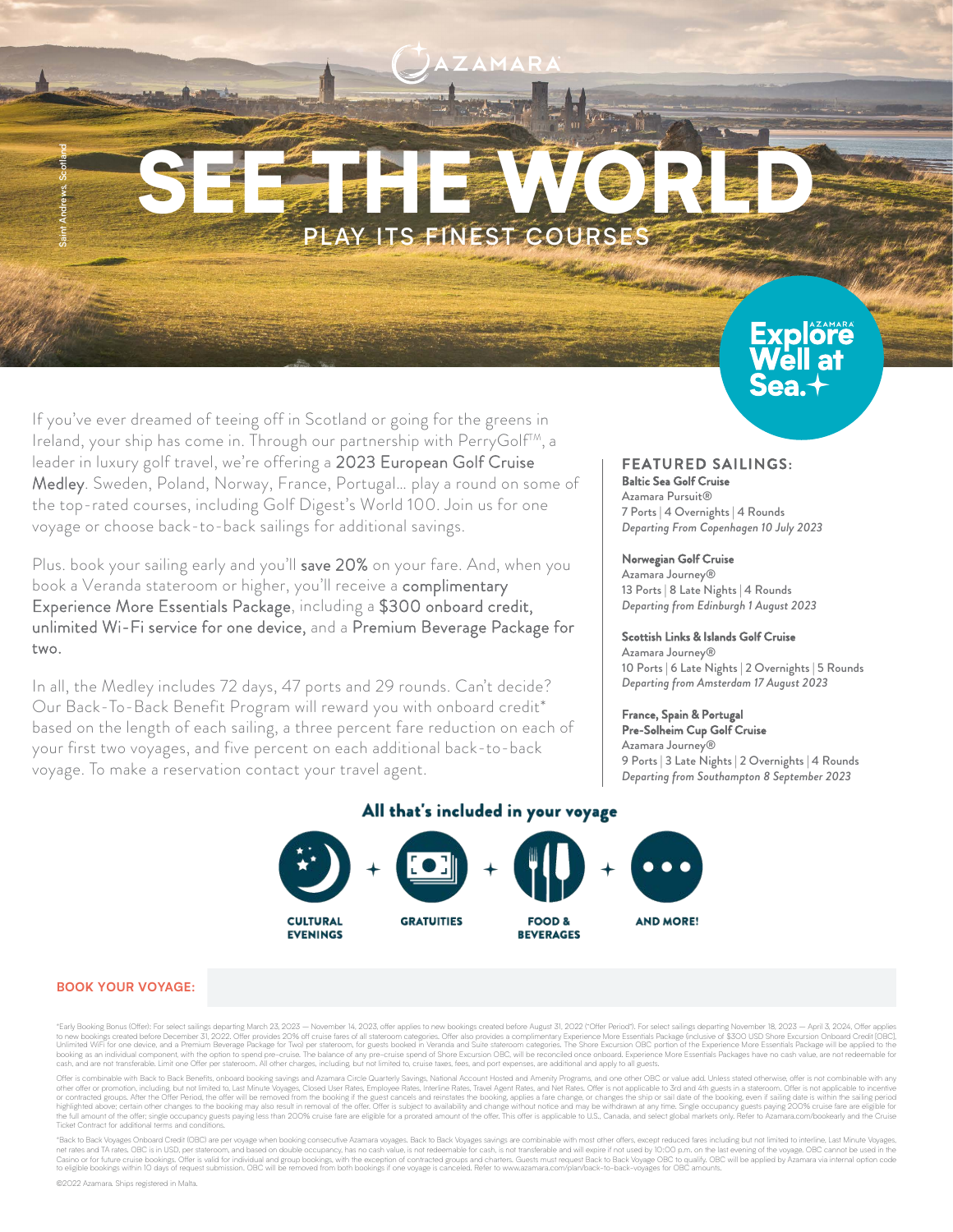AZAMARA

Saint Andrews, Scotland

# SEE THE WORLD

## PLAY ITS FINEST COURSES

Explore Well at Sea.

If you've ever dreamed of teeing off in Scotland or going for the greens in Ireland, your ship has come in. Through our partnership with PerryGolf™, a leader in luxury golf travel, we're offering a 2023 European Golf Cruise Medley. Sweden, Poland, Norway, France, Portugal… play a round on some of the top-rated courses, including Golf Digest's World 100. Join us for one voyage or choose back-to-back sailings for additional savings.

Plus. book your sailing early and you'll save 20% on your fare. And, when you book a Veranda stateroom or higher, you'll receive a complimentary Experience More Essentials Package, including a $300 onboard credit, unlimited Wi-Fi service for one device, and a Premium Beverage Package for two.

In all, the Medley includes 72 days, 47 ports and 29 rounds. Can't decide? Our Back-To-Back Benefit Program will reward you with onboard credit* based on the length of each sailing, a three percent fare reduction on each of your first two voyages, and five percent on each additional back-to-back voyage. To make a reservation contact your travel agent.

### FEATURED SAILINGS:

**Baltic Sea Golf Cruise**
Azamara Pursuit®
7 Ports | 4 Overnights | 4 Rounds
*Departing From Copenhagen 10 July 2023*

**Norwegian Golf Cruise**
Azamara Journey®
13 Ports | 8 Late Nights | 4 Rounds
*Departing from Edinburgh 1 August 2023*

**Scottish Links & Islands Golf Cruise**
Azamara Journey®
10 Ports | 6 Late Nights | 2 Overnights | 5 Rounds
*Departing from Amsterdam 17 August 2023*

**France, Spain & Portugal Pre-Solheim Cup Golf Cruise**
Azamara Journey®
9 Ports | 3 Late Nights | 2 Overnights | 4 Rounds
*Departing from Southampton 8 September 2023*

### All that's included in your voyage

CULTURAL EVENINGS + GRATUITIES + FOOD & BEVERAGES + AND MORE!

**BOOK YOUR VOYAGE:**

*Early Booking Bonus (Offer): For select sailings departing March 23, 2023 — November 14, 2023, offer applies to new bookings created before August 31, 2022 ("Offer Period"). For select sailings departing November 18, 2023 — April 3, 2024, Offer applies to new bookings created before December 31, 2022. Offer provides 20% off cruise fares of all stateroom categories. Offer also provides a complimentary Experience More Essentials Package (inclusive of $300 USD Shore Excursion Onboard Credit [OBC], Unlimited WiFi for one device, and a Premium Beverage Package for Two) per stateroom, for guests booked in Veranda and Suite stateroom categories. The Shore Excursion OBC portion of the Experience More Essentials Package will be applied to the booking as an individual component, with the option to spend pre-cruise. The balance of any pre-cruise spend of Shore Excursion OBC, will be reconciled once onboard. Experience More Essentials Packages have no cash value, are not redeemable for cash, and are not transferable. Limit one Offer per stateroom. All other charges, including, but not limited to, cruise taxes, fees, and port expenses, are additional and apply to all guests.

Offer is combinable with Back to Back Benefits, onboard booking savings and Azamara Circle Quarterly Savings, National Account Hosted and Amenity Programs, and one other OBC or value add. Unless stated otherwise, offer is not combinable with any other offer or promotion, including, but not limited to, Last Minute Voyages, Closed User Rates, Employee Rates, Interline Rates, Travel Agent Rates, and Net Rates. Offer is not applicable to 3rd and 4th guests in a stateroom. Offer is not applicable to incentive or contracted groups. After the Offer Period, the offer will be removed from the booking if the guest cancels and reinstates the booking, applies a fare change, or changes the ship or sail date of the booking, even if sailing date is within the sailing period highlighted above; certain other changes to the booking may also result in removal of the offer. Offer is subject to availability and change without notice and may be withdrawn at any time. Single occupancy guests paying 200% cruise fare are eligible for the full amount of the offer; single occupancy guests paying less than 200% cruise fare are eligible for a prorated amount of the offer. This offer is applicable to U.S., Canada, and select global markets only. Refer to Azamara.com/bookearly and the Cruise Ticket Contract for additional terms and conditions.

*Back to Back Voyages Onboard Credit (OBC) are per voyage when booking consecutive Azamara voyages. Back to Back Voyages savings are combinable with most other offers, except reduced fares including but not limited to interline, Last Minute Voyages, net rates and TA rates. OBC is in USD, per stateroom, and based on double occupancy, has no cash value, is not redeemable for cash, is not transferable and will expire if not used by 10:00 p.m. on the last evening of the voyage. OBC cannot be used in the Casino or for future cruise bookings. Offer is valid for individual and group bookings, with the exception of contracted groups and charters. Guests must request Back to Back Voyage OBC to qualify. OBC will be applied by Azamara via internal option code to eligible bookings within 10 days of request submission. OBC will be removed from both bookings if one voyage is canceled. Refer to www.azamara.com/plan/back-to-back-voyages for OBC amounts.

©2022 Azamara. Ships registered in Malta.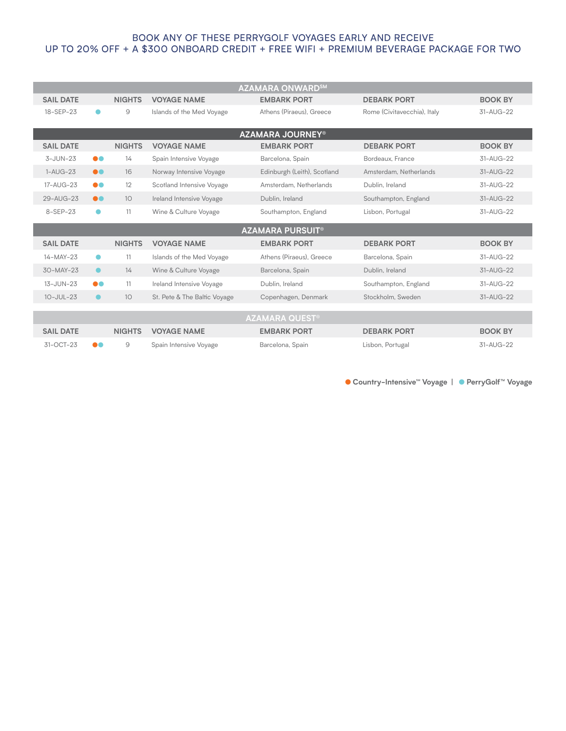BOOK ANY OF THESE PERRYGOLF VOYAGES EARLY AND RECEIVE
UP TO 20% OFF + A $300 ONBOARD CREDIT + FREE WIFI + PREMIUM BEVERAGE PACKAGE FOR TWO

**AZAMARA ONWARD℠**

| SAIL DATE | | NIGHTS | VOYAGE NAME | EMBARK PORT | DEBARK PORT | BOOK BY |
|---|---|---|---|---|---|---|
| 18-SEP-23 | ● | 9 | Islands of the Med Voyage | Athens (Piraeus), Greece | Rome (Civitavecchia), Italy | 31-AUG-22 |

**AZAMARA JOURNEY®**

| SAIL DATE | | NIGHTS | VOYAGE NAME | EMBARK PORT | DEBARK PORT | BOOK BY |
|---|---|---|---|---|---|---|
| 3-JUN-23 | ●● | 14 | Spain Intensive Voyage | Barcelona, Spain | Bordeaux, France | 31-AUG-22 |
| 1-AUG-23 | ●● | 16 | Norway Intensive Voyage | Edinburgh (Leith), Scotland | Amsterdam, Netherlands | 31-AUG-22 |
| 17-AUG-23 | ●● | 12 | Scotland Intensive Voyage | Amsterdam, Netherlands | Dublin, Ireland | 31-AUG-22 |
| 29-AUG-23 | ●● | 10 | Ireland Intensive Voyage | Dublin, Ireland | Southampton, England | 31-AUG-22 |
| 8-SEP-23 | ● | 11 | Wine & Culture Voyage | Southampton, England | Lisbon, Portugal | 31-AUG-22 |

**AZAMARA PURSUIT®**

| SAIL DATE | | NIGHTS | VOYAGE NAME | EMBARK PORT | DEBARK PORT | BOOK BY |
|---|---|---|---|---|---|---|
| 14-MAY-23 | ● | 11 | Islands of the Med Voyage | Athens (Piraeus), Greece | Barcelona, Spain | 31-AUG-22 |
| 30-MAY-23 | ● | 14 | Wine & Culture Voyage | Barcelona, Spain | Dublin, Ireland | 31-AUG-22 |
| 13-JUN-23 | ●● | 11 | Ireland Intensive Voyage | Dublin, Ireland | Southampton, England | 31-AUG-22 |
| 10-JUL-23 | ● | 10 | St. Pete & The Baltic Voyage | Copenhagen, Denmark | Stockholm, Sweden | 31-AUG-22 |

**AZAMARA QUEST®**

| SAIL DATE | | NIGHTS | VOYAGE NAME | EMBARK PORT | DEBARK PORT | BOOK BY |
|---|---|---|---|---|---|---|
| 31-OCT-23 | ●● | 9 | Spain Intensive Voyage | Barcelona, Spain | Lisbon, Portugal | 31-AUG-22 |

● Country-Intensive℠ Voyage | ● PerryGolf™ Voyage